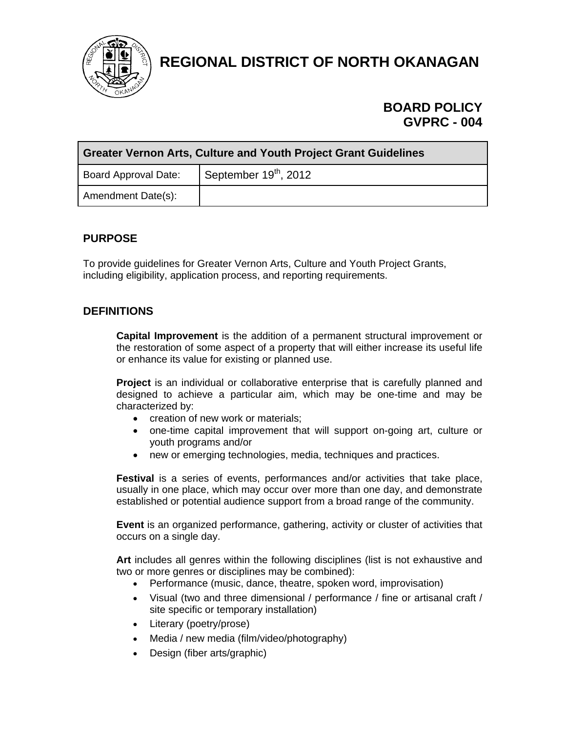# REGIONAL DISTRICT OF NORTH OKANAGAN

**BOARD POLICY**
**GVPRC - 004**

| Greater Vernon Arts, Culture and Youth Project Grant Guidelines | |
|---|---|
| Board Approval Date: | September 19th, 2012 |
| Amendment Date(s): | |

## PURPOSE

To provide guidelines for Greater Vernon Arts, Culture and Youth Project Grants, including eligibility, application process, and reporting requirements.

## DEFINITIONS

**Capital Improvement** is the addition of a permanent structural improvement or the restoration of some aspect of a property that will either increase its useful life or enhance its value for existing or planned use.

**Project** is an individual or collaborative enterprise that is carefully planned and designed to achieve a particular aim, which may be one-time and may be characterized by:

- creation of new work or materials;
- one-time capital improvement that will support on-going art, culture or youth programs and/or
- new or emerging technologies, media, techniques and practices.

**Festival** is a series of events, performances and/or activities that take place, usually in one place, which may occur over more than one day, and demonstrate established or potential audience support from a broad range of the community.

**Event** is an organized performance, gathering, activity or cluster of activities that occurs on a single day.

**Art** includes all genres within the following disciplines (list is not exhaustive and two or more genres or disciplines may be combined):

- Performance (music, dance, theatre, spoken word, improvisation)
- Visual (two and three dimensional / performance / fine or artisanal craft / site specific or temporary installation)
- Literary (poetry/prose)
- Media / new media (film/video/photography)
- Design (fiber arts/graphic)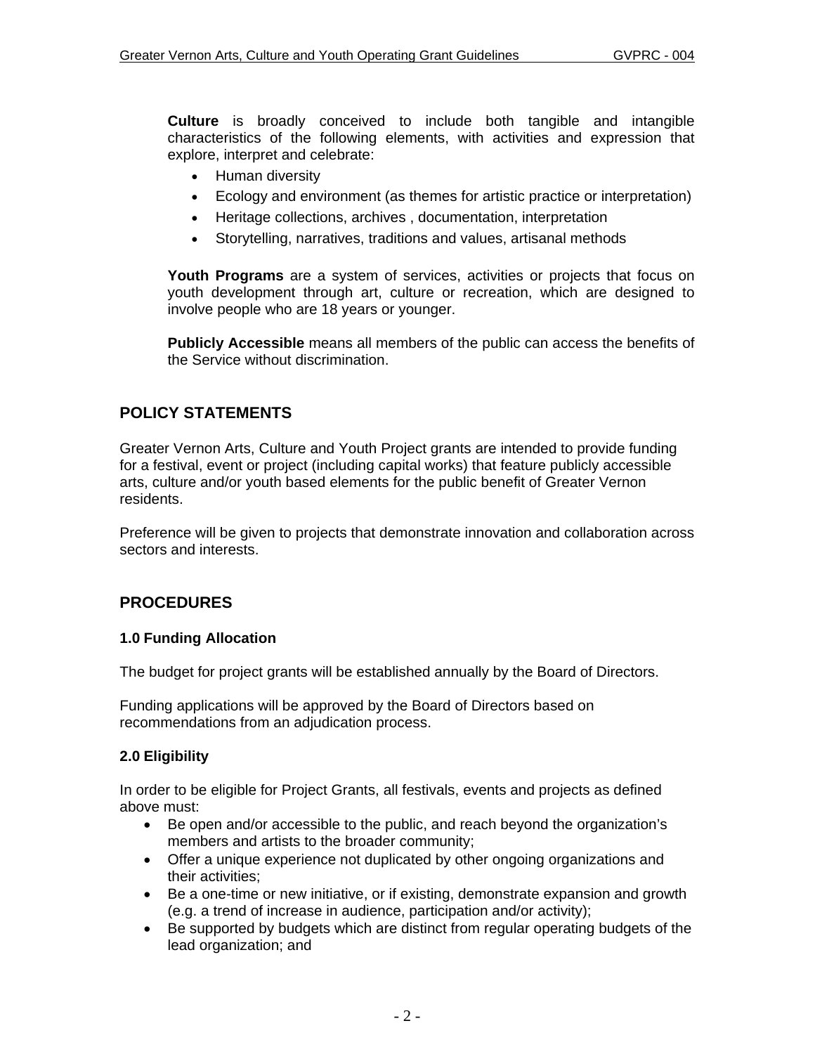**Culture** is broadly conceived to include both tangible and intangible characteristics of the following elements, with activities and expression that explore, interpret and celebrate:

- Human diversity
- Ecology and environment (as themes for artistic practice or interpretation)
- Heritage collections, archives , documentation, interpretation
- Storytelling, narratives, traditions and values, artisanal methods

**Youth Programs** are a system of services, activities or projects that focus on youth development through art, culture or recreation, which are designed to involve people who are 18 years or younger.

**Publicly Accessible** means all members of the public can access the benefits of the Service without discrimination.

## POLICY STATEMENTS

Greater Vernon Arts, Culture and Youth Project grants are intended to provide funding for a festival, event or project (including capital works) that feature publicly accessible arts, culture and/or youth based elements for the public benefit of Greater Vernon residents.

Preference will be given to projects that demonstrate innovation and collaboration across sectors and interests.

## PROCEDURES

### 1.0 Funding Allocation

The budget for project grants will be established annually by the Board of Directors.

Funding applications will be approved by the Board of Directors based on recommendations from an adjudication process.

### 2.0 Eligibility

In order to be eligible for Project Grants, all festivals, events and projects as defined above must:

- Be open and/or accessible to the public, and reach beyond the organization's members and artists to the broader community;
- Offer a unique experience not duplicated by other ongoing organizations and their activities;
- Be a one-time or new initiative, or if existing, demonstrate expansion and growth (e.g. a trend of increase in audience, participation and/or activity);
- Be supported by budgets which are distinct from regular operating budgets of the lead organization; and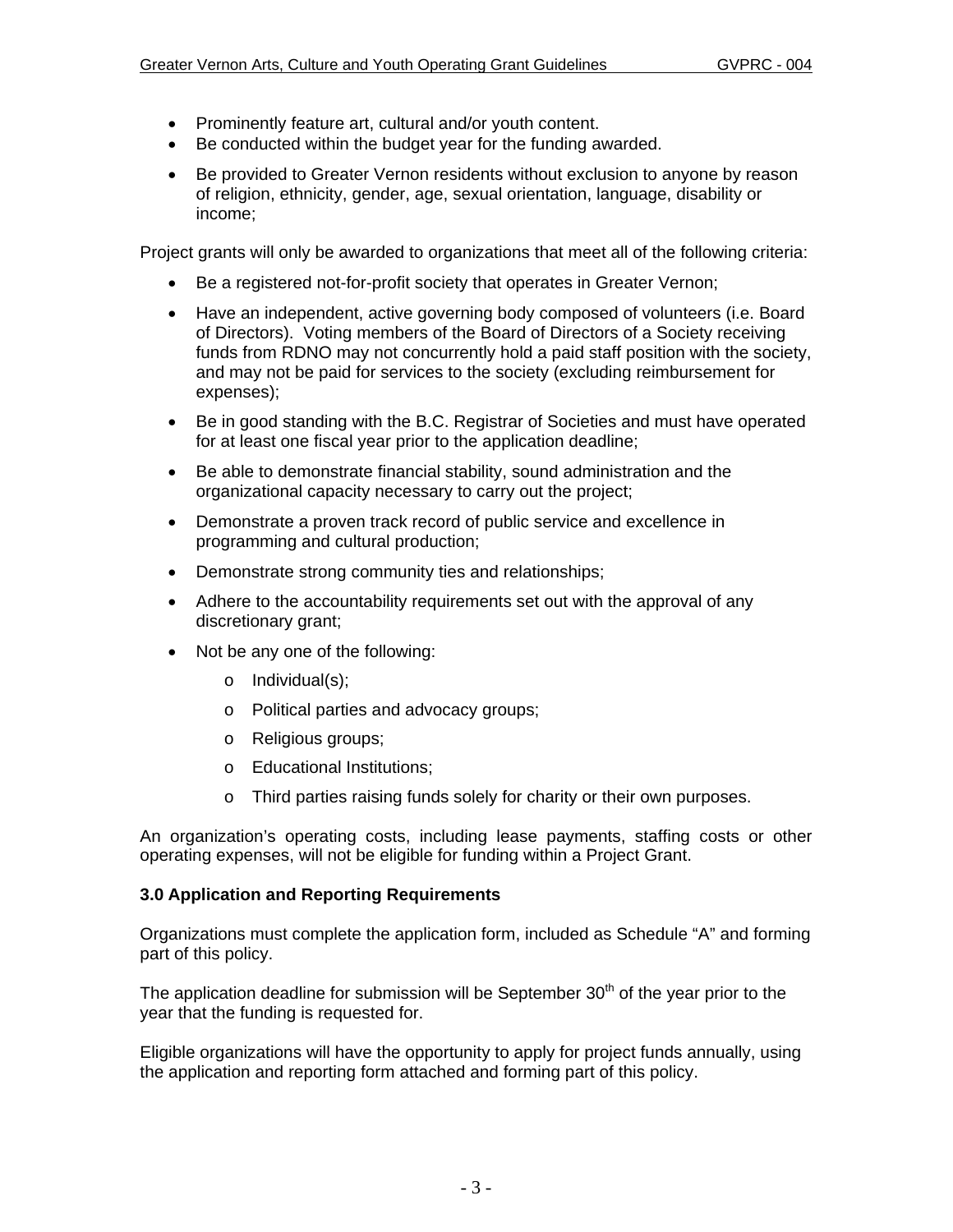- Prominently feature art, cultural and/or youth content.
- Be conducted within the budget year for the funding awarded.
- Be provided to Greater Vernon residents without exclusion to anyone by reason of religion, ethnicity, gender, age, sexual orientation, language, disability or income;

Project grants will only be awarded to organizations that meet all of the following criteria:

- Be a registered not-for-profit society that operates in Greater Vernon;
- Have an independent, active governing body composed of volunteers (i.e. Board of Directors). Voting members of the Board of Directors of a Society receiving funds from RDNO may not concurrently hold a paid staff position with the society, and may not be paid for services to the society (excluding reimbursement for expenses);
- Be in good standing with the B.C. Registrar of Societies and must have operated for at least one fiscal year prior to the application deadline;
- Be able to demonstrate financial stability, sound administration and the organizational capacity necessary to carry out the project;
- Demonstrate a proven track record of public service and excellence in programming and cultural production;
- Demonstrate strong community ties and relationships;
- Adhere to the accountability requirements set out with the approval of any discretionary grant;
- Not be any one of the following:
  - Individual(s);
  - Political parties and advocacy groups;
  - Religious groups;
  - Educational Institutions;
  - Third parties raising funds solely for charity or their own purposes.

An organization's operating costs, including lease payments, staffing costs or other operating expenses, will not be eligible for funding within a Project Grant.

**3.0 Application and Reporting Requirements**

Organizations must complete the application form, included as Schedule "A" and forming part of this policy.

The application deadline for submission will be September 30th of the year prior to the year that the funding is requested for.

Eligible organizations will have the opportunity to apply for project funds annually, using the application and reporting form attached and forming part of this policy.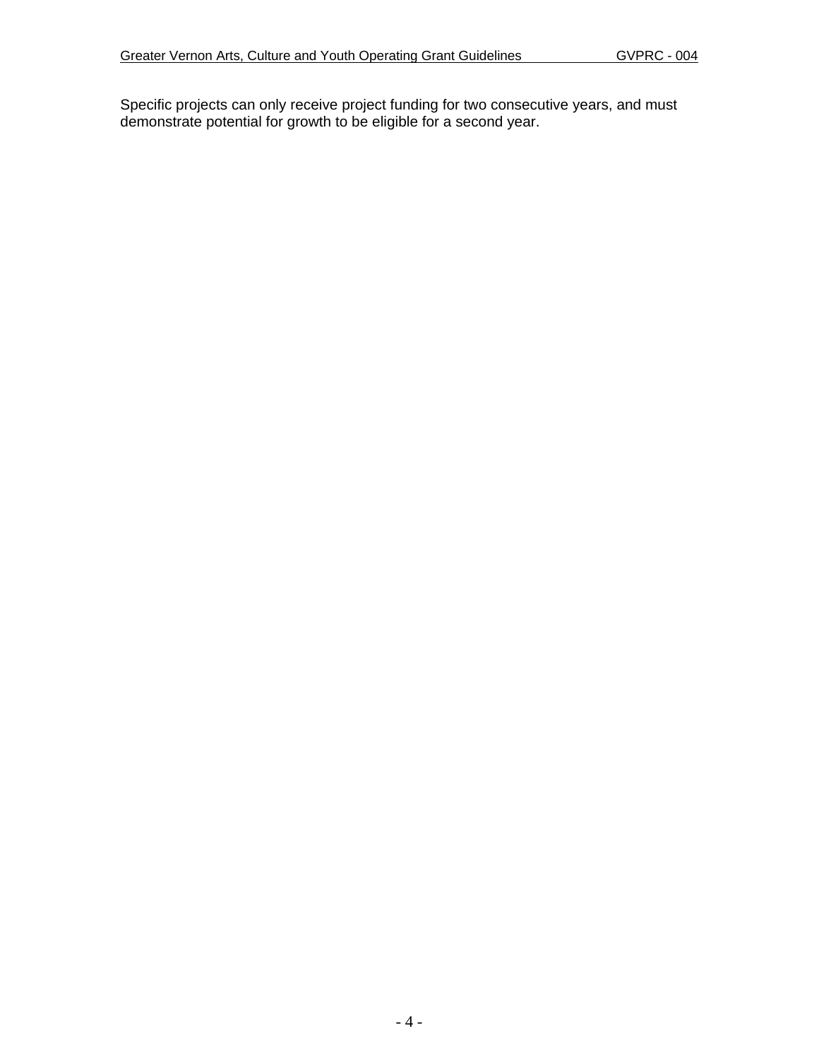Specific projects can only receive project funding for two consecutive years, and must demonstrate potential for growth to be eligible for a second year.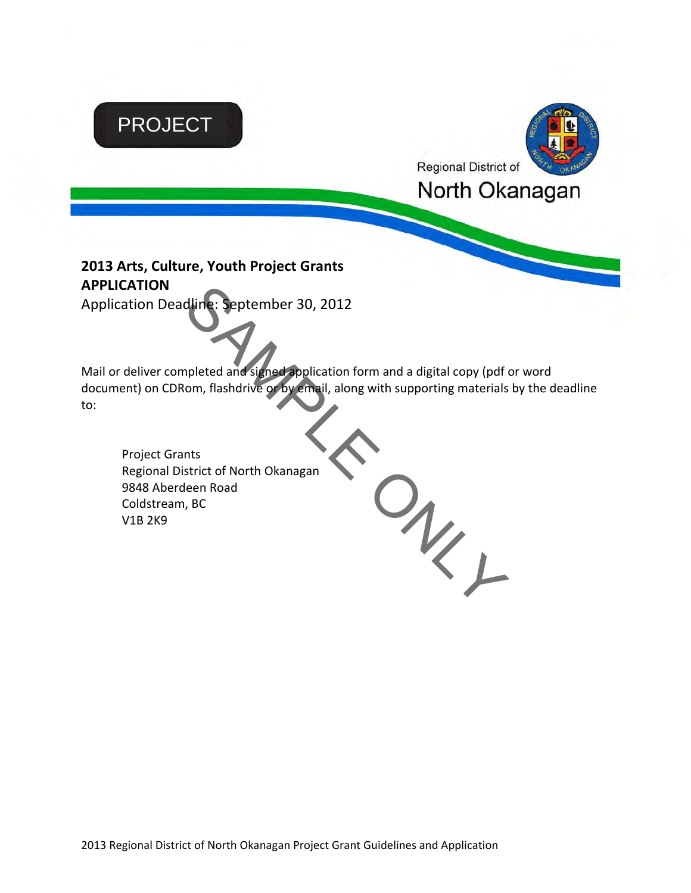PROJECT

Regional District of
North Okanagan

**2013 Arts, Culture, Youth Project Grants**
**APPLICATION**
Application Deadline: September 30, 2012

SAMPLE ONLY

Mail or deliver completed and signed application form and a digital copy (pdf or word document) on CDRom, flashdrive or by email, along with supporting materials by the deadline to:

Project Grants
Regional District of North Okanagan
9848 Aberdeen Road
Coldstream, BC
V1B 2K9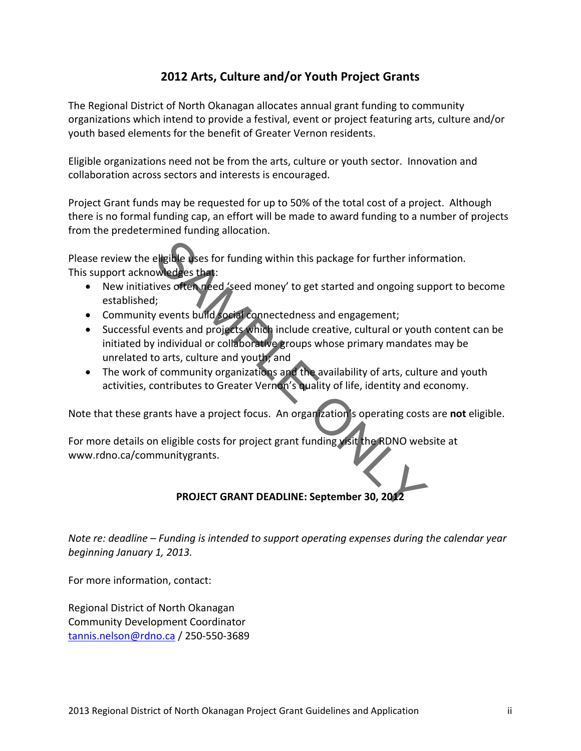## 2012 Arts, Culture and/or Youth Project Grants

The Regional District of North Okanagan allocates annual grant funding to community organizations which intend to provide a festival, event or project featuring arts, culture and/or youth based elements for the benefit of Greater Vernon residents.

Eligible organizations need not be from the arts, culture or youth sector. Innovation and collaboration across sectors and interests is encouraged.

Project Grant funds may be requested for up to 50% of the total cost of a project. Although there is no formal funding cap, an effort will be made to award funding to a number of projects from the predetermined funding allocation.

Please review the eligible uses for funding within this package for further information. This support acknowledges that:

- New initiatives often need 'seed money' to get started and ongoing support to become established;
- Community events build social connectedness and engagement;
- Successful events and projects which include creative, cultural or youth content can be initiated by individual or collaborative groups whose primary mandates may be unrelated to arts, culture and youth; and
- The work of community organizations and the availability of arts, culture and youth activities, contributes to Greater Vernon's quality of life, identity and economy.

Note that these grants have a project focus. An organization's operating costs are **not** eligible.

For more details on eligible costs for project grant funding visit the RDNO website at www.rdno.ca/communitygrants.

**PROJECT GRANT DEADLINE: September 30, 2012**

*Note re: deadline – Funding is intended to support operating expenses during the calendar year beginning January 1, 2013.*

For more information, contact:

Regional District of North Okanagan
Community Development Coordinator
tannis.nelson@rdno.ca / 250-550-3689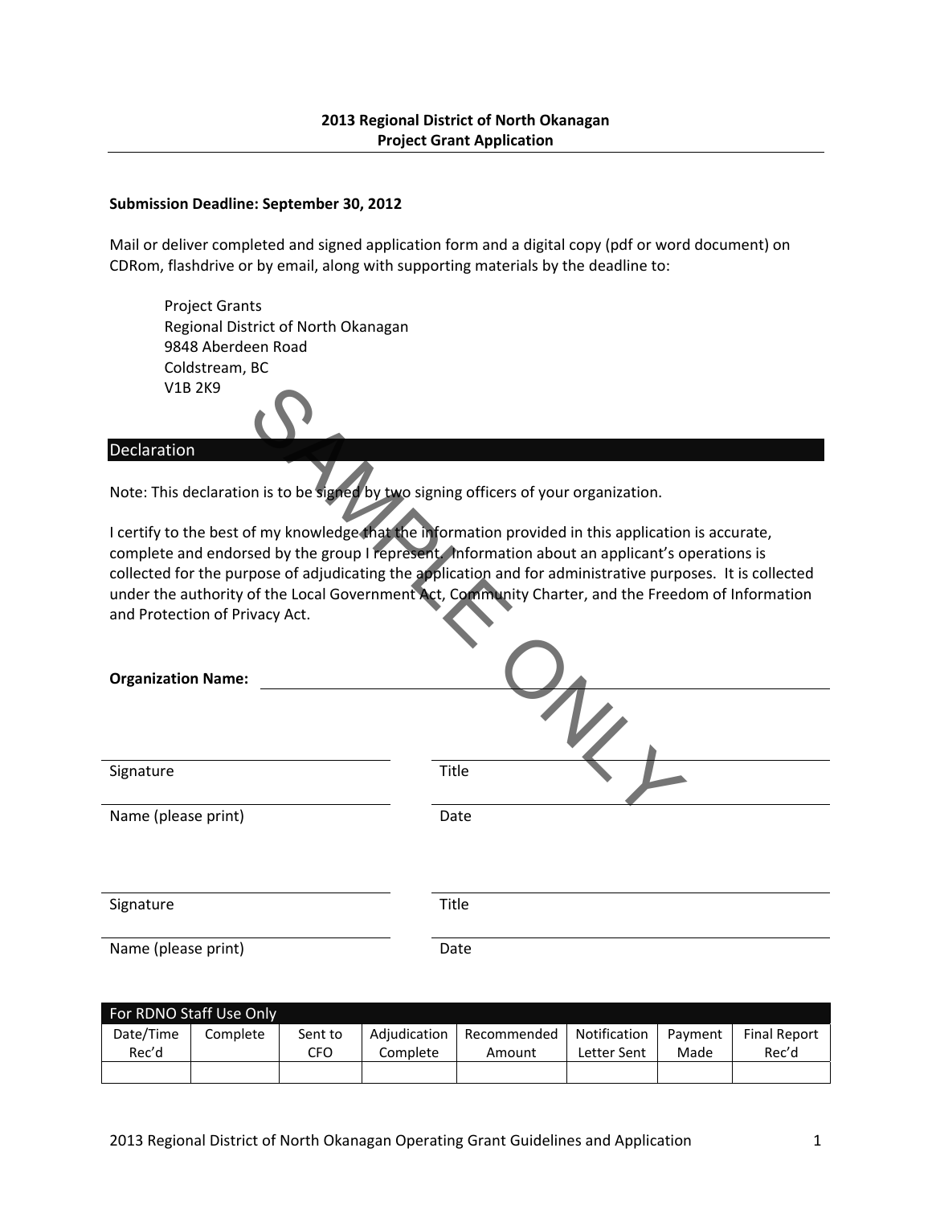**2013 Regional District of North Okanagan**
**Project Grant Application**

---

**Submission Deadline: September 30, 2012**

Mail or deliver completed and signed application form and a digital copy (pdf or word document) on CDRom, flashdrive or by email, along with supporting materials by the deadline to:

> Project Grants
> Regional District of North Okanagan
> 9848 Aberdeen Road
> Coldstream, BC
> V1B 2K9

## Declaration

Note: This declaration is to be signed by two signing officers of your organization.

I certify to the best of my knowledge that the information provided in this application is accurate, complete and endorsed by the group I represent. Information about an applicant's operations is collected for the purpose of adjudicating the application and for administrative purposes. It is collected under the authority of the Local Government Act, Community Charter, and the Freedom of Information and Protection of Privacy Act.

SAMPLE ONLY

**Organization Name:** ______________________________

______________________________ ______________________________
Signature Title

______________________________ ______________________________
Name (please print) Date

______________________________ ______________________________
Signature Title

______________________________ ______________________________
Name (please print) Date

| For RDNO Staff Use Only | | | | | | | |
|---|---|---|---|---|---|---|---|
| Date/Time Rec'd | Complete | Sent to CFO | Adjudication Complete | Recommended Amount | Notification Letter Sent | Payment Made | Final Report Rec'd |
| | | | | | | | |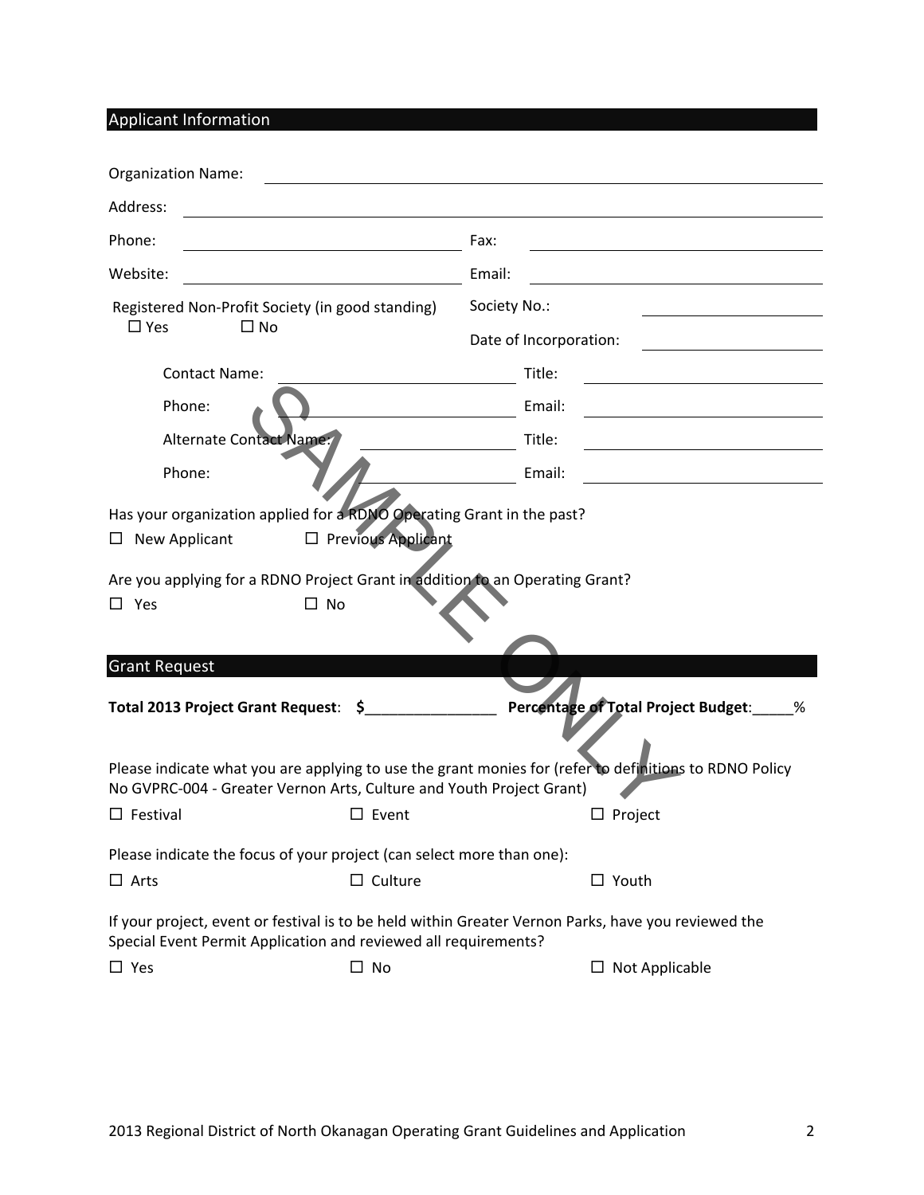## Applicant Information

Organization Name: ______________________________

Address: ______________________________

Phone: ______________________ Fax: ______________________

Website: ______________________ Email: ______________________

Registered Non-Profit Society (in good standing) Society No.: ______________

☐ Yes ☐ No

Date of Incorporation: ______________

Contact Name: ______________________ Title: ______________________

Phone: ______________________ Email: ______________________

Alternate Contact Name: ______________________ Title: ______________________

Phone: ______________________ Email: ______________________

Has your organization applied for a RDNO Operating Grant in the past?

☐ New Applicant ☐ Previous Applicant

Are you applying for a RDNO Project Grant in addition to an Operating Grant?

☐ Yes ☐ No

SAMPLE ONLY

## Grant Request

**Total 2013 Project Grant Request**: $________________ **Percentage of Total Project Budget**:_____%

Please indicate what you are applying to use the grant monies for (refer to definitions to RDNO Policy No GVPRC-004 - Greater Vernon Arts, Culture and Youth Project Grant)

☐ Festival ☐ Event ☐ Project

Please indicate the focus of your project (can select more than one):

☐ Arts ☐ Culture ☐ Youth

If your project, event or festival is to be held within Greater Vernon Parks, have you reviewed the Special Event Permit Application and reviewed all requirements?

☐ Yes ☐ No ☐ Not Applicable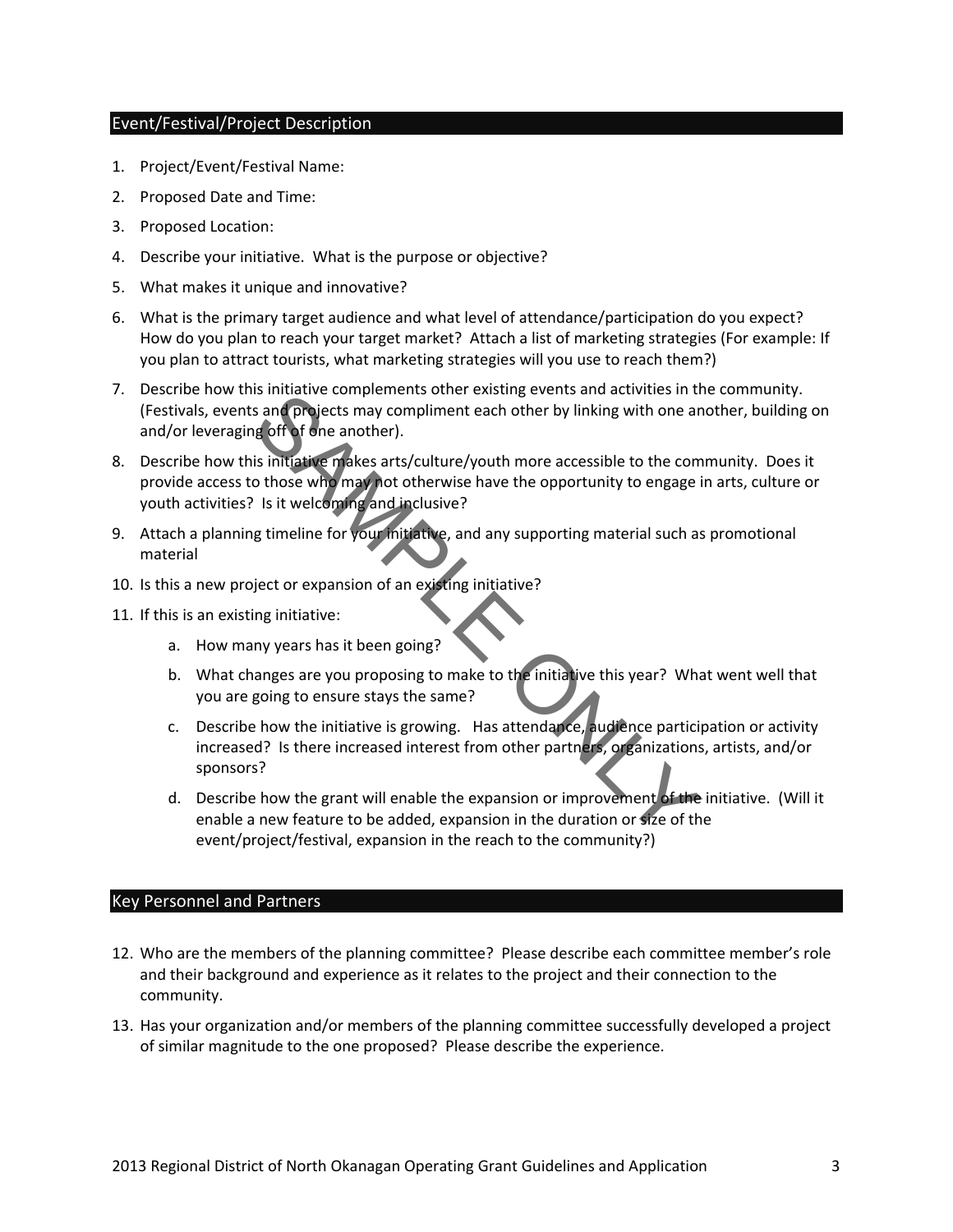## Event/Festival/Project Description

1. Project/Event/Festival Name:
2. Proposed Date and Time:
3. Proposed Location:
4. Describe your initiative. What is the purpose or objective?
5. What makes it unique and innovative?
6. What is the primary target audience and what level of attendance/participation do you expect? How do you plan to reach your target market? Attach a list of marketing strategies (For example: If you plan to attract tourists, what marketing strategies will you use to reach them?)
7. Describe how this initiative complements other existing events and activities in the community. (Festivals, events and projects may compliment each other by linking with one another, building on and/or leveraging off of one another).
8. Describe how this initiative makes arts/culture/youth more accessible to the community. Does it provide access to those who may not otherwise have the opportunity to engage in arts, culture or youth activities? Is it welcoming and inclusive?
9. Attach a planning timeline for your initiative, and any supporting material such as promotional material
10. Is this a new project or expansion of an existing initiative?
11. If this is an existing initiative:
    a. How many years has it been going?
    b. What changes are you proposing to make to the initiative this year? What went well that you are going to ensure stays the same?
    c. Describe how the initiative is growing. Has attendance, audience participation or activity increased? Is there increased interest from other partners, organizations, artists, and/or sponsors?
    d. Describe how the grant will enable the expansion or improvement of the initiative. (Will it enable a new feature to be added, expansion in the duration or size of the event/project/festival, expansion in the reach to the community?)

## Key Personnel and Partners

12. Who are the members of the planning committee? Please describe each committee member's role and their background and experience as it relates to the project and their connection to the community.
13. Has your organization and/or members of the planning committee successfully developed a project of similar magnitude to the one proposed? Please describe the experience.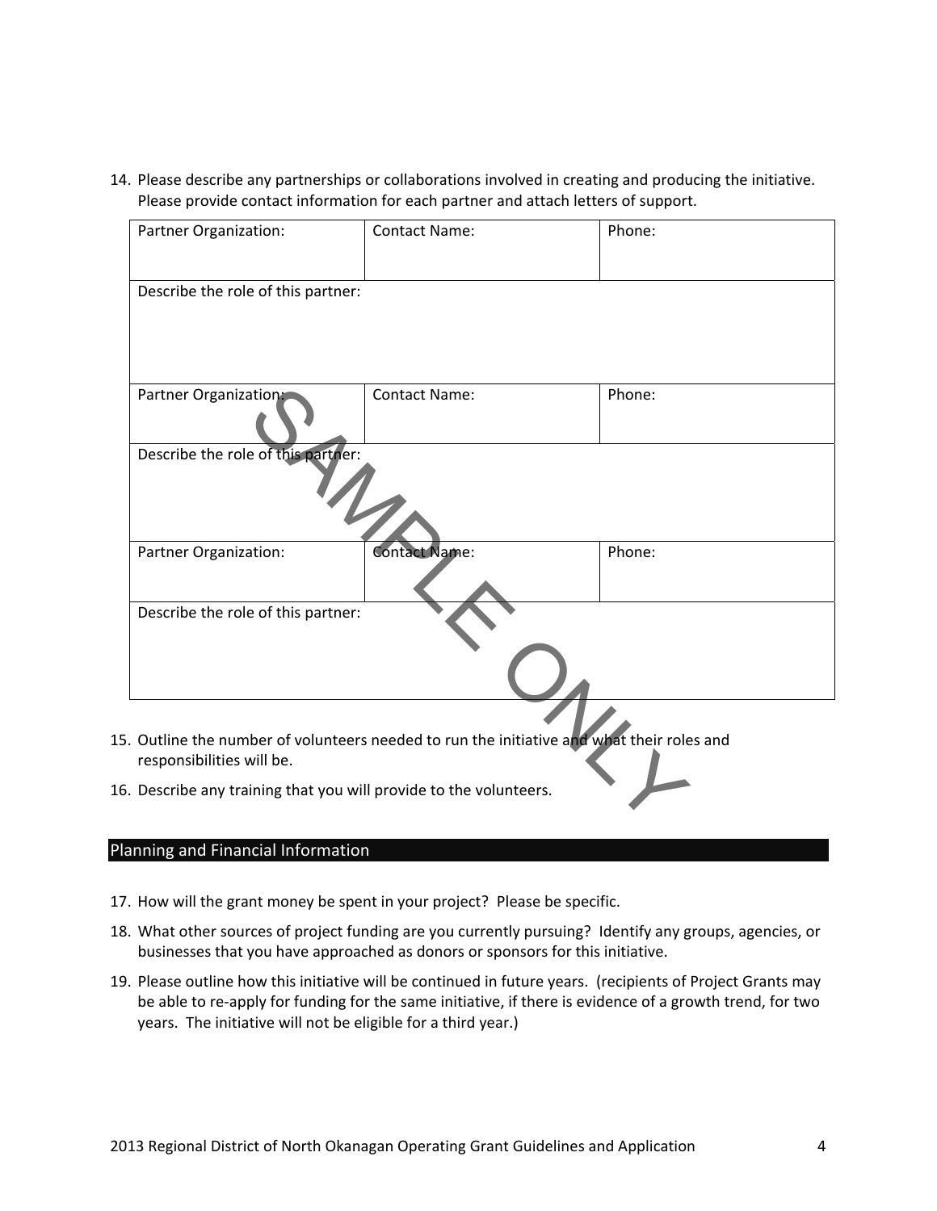14. Please describe any partnerships or collaborations involved in creating and producing the initiative. Please provide contact information for each partner and attach letters of support.

| Partner Organization: | Contact Name: | Phone: |
|---|---|---|
| Describe the role of this partner: | | |
| Partner Organization: | Contact Name: | Phone: |
| Describe the role of this partner: | | |
| Partner Organization: | Contact Name: | Phone: |
| Describe the role of this partner: | | |

SAMPLE ONLY

15. Outline the number of volunteers needed to run the initiative and what their roles and responsibilities will be.
16. Describe any training that you will provide to the volunteers.

## Planning and Financial Information

17. How will the grant money be spent in your project? Please be specific.
18. What other sources of project funding are you currently pursuing? Identify any groups, agencies, or businesses that you have approached as donors or sponsors for this initiative.
19. Please outline how this initiative will be continued in future years. (recipients of Project Grants may be able to re-apply for funding for the same initiative, if there is evidence of a growth trend, for two years. The initiative will not be eligible for a third year.)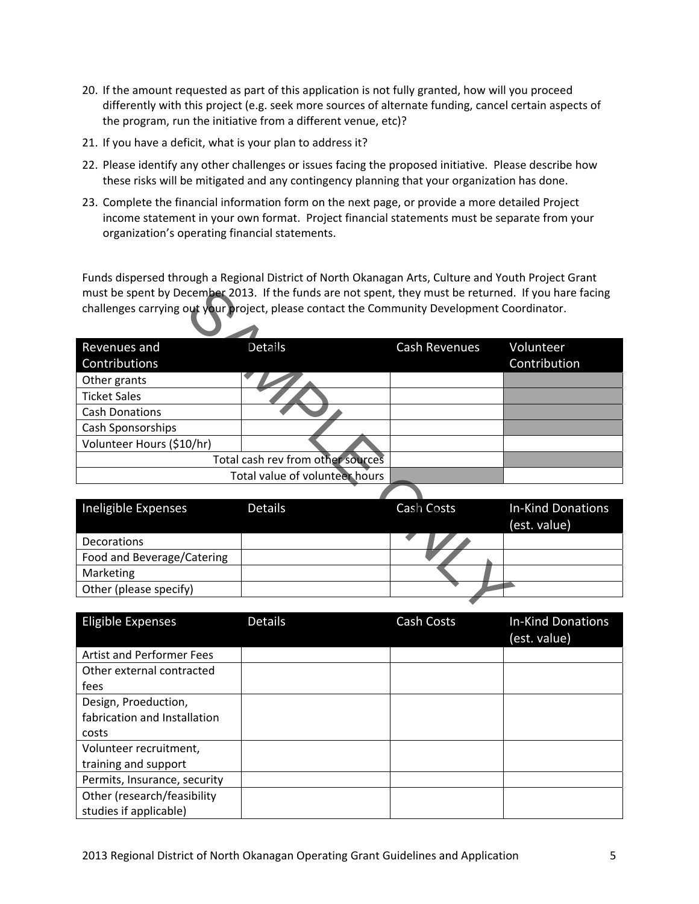20. If the amount requested as part of this application is not fully granted, how will you proceed differently with this project (e.g. seek more sources of alternate funding, cancel certain aspects of the program, run the initiative from a different venue, etc)?
21. If you have a deficit, what is your plan to address it?
22. Please identify any other challenges or issues facing the proposed initiative. Please describe how these risks will be mitigated and any contingency planning that your organization has done.
23. Complete the financial information form on the next page, or provide a more detailed Project income statement in your own format. Project financial statements must be separate from your organization's operating financial statements.

Funds dispersed through a Regional District of North Okanagan Arts, Culture and Youth Project Grant must be spent by December 2013. If the funds are not spent, they must be returned. If you hare facing challenges carrying out your project, please contact the Community Development Coordinator.

SAMPLE ONLY

| Revenues and Contributions | Details | Cash Revenues | Volunteer Contribution |
|---|---|---|---|
| Other grants | | | |
| Ticket Sales | | | |
| Cash Donations | | | |
| Cash Sponsorships | | | |
| Volunteer Hours ($10/hr) | | | |
| | Total cash rev from other sources | | |
| | Total value of volunteer hours | | |

| Ineligible Expenses | Details | Cash Costs | In-Kind Donations (est. value) |
|---|---|---|---|
| Decorations | | | |
| Food and Beverage/Catering | | | |
| Marketing | | | |
| Other (please specify) | | | |

| Eligible Expenses | Details | Cash Costs | In-Kind Donations (est. value) |
|---|---|---|---|
| Artist and Performer Fees | | | |
| Other external contracted fees | | | |
| Design, Proeduction, fabrication and Installation costs | | | |
| Volunteer recruitment, training and support | | | |
| Permits, Insurance, security | | | |
| Other (research/feasibility studies if applicable) | | | |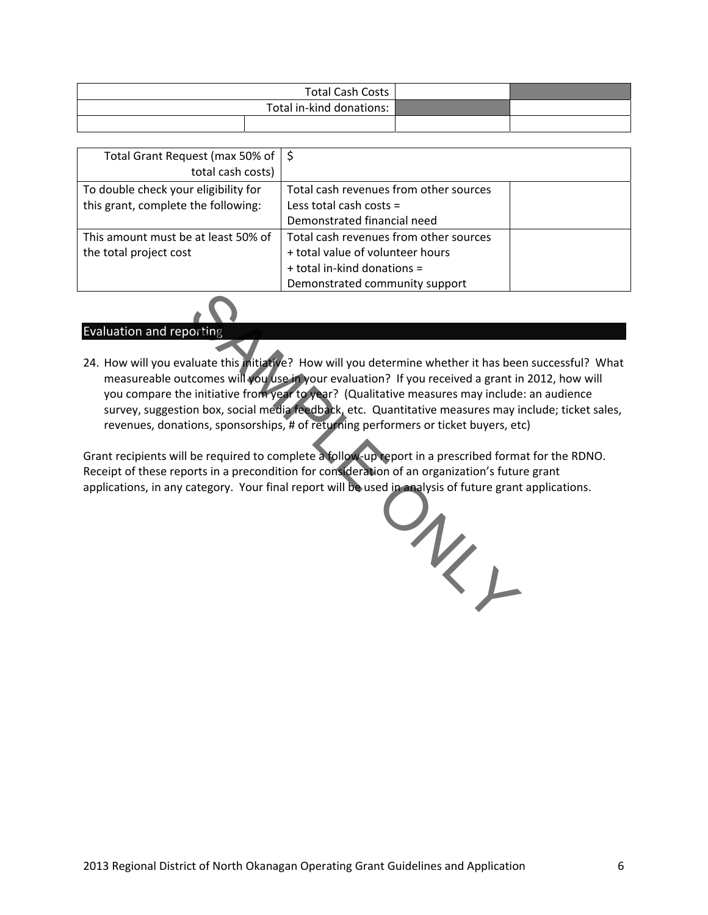| | | | |
|---|---|---|---|
| Total Cash Costs | | | |
| Total in-kind donations: | | | |
| | | | |

| | | |
|---|---|---|
| Total Grant Request (max 50% of total cash costs) | $ | |
| To double check your eligibility for this grant, complete the following: | Total cash revenues from other sources<br>Less total cash costs =<br>Demonstrated financial need | |
| This amount must be at least 50% of the total project cost | Total cash revenues from other sources<br>+ total value of volunteer hours<br>+ total in-kind donations =<br>Demonstrated community support | |

## Evaluation and reporting

24. How will you evaluate this initiative? How will you determine whether it has been successful? What measureable outcomes will you use in your evaluation? If you received a grant in 2012, how will you compare the initiative from year to year? (Qualitative measures may include: an audience survey, suggestion box, social media feedback, etc. Quantitative measures may include; ticket sales, revenues, donations, sponsorships, # of returning performers or ticket buyers, etc)

Grant recipients will be required to complete a follow-up report in a prescribed format for the RDNO. Receipt of these reports in a precondition for consideration of an organization's future grant applications, in any category. Your final report will be used in analysis of future grant applications.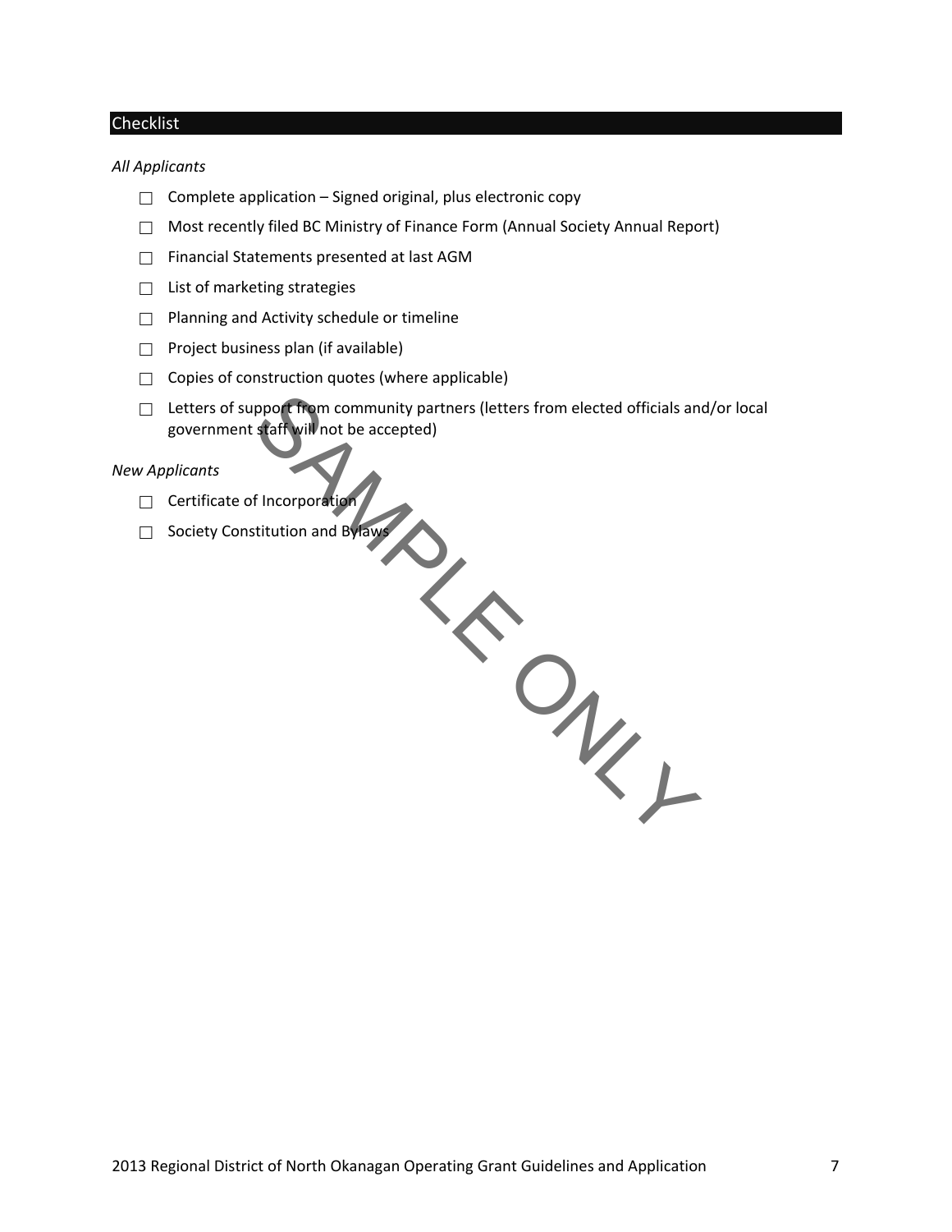## Checklist

*All Applicants*

- ☐ Complete application – Signed original, plus electronic copy
- ☐ Most recently filed BC Ministry of Finance Form (Annual Society Annual Report)
- ☐ Financial Statements presented at last AGM
- ☐ List of marketing strategies
- ☐ Planning and Activity schedule or timeline
- ☐ Project business plan (if available)
- ☐ Copies of construction quotes (where applicable)
- ☐ Letters of support from community partners (letters from elected officials and/or local government staff will not be accepted)

*New Applicants*

- ☐ Certificate of Incorporation
- ☐ Society Constitution and Bylaws

SAMPLE ONLY